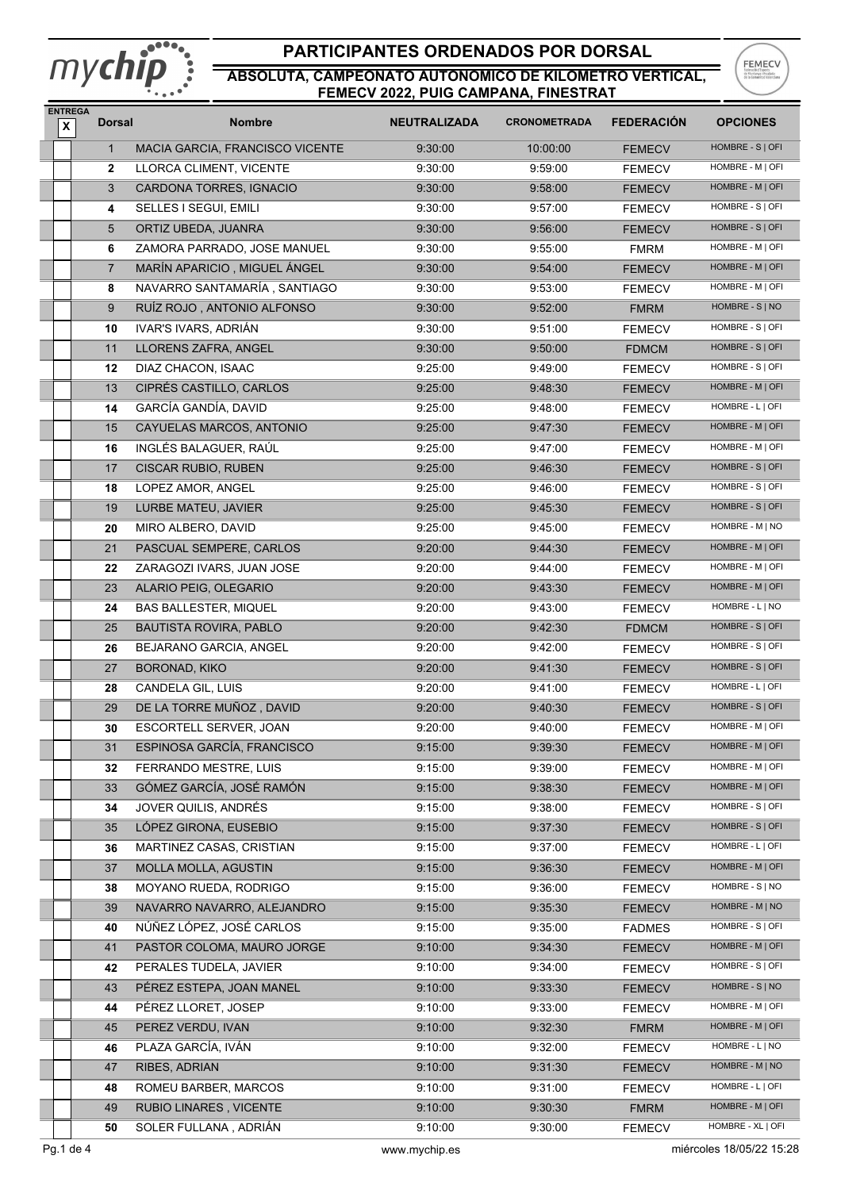# PARTICIPANTES ORDENADOS POR DORSAL

## ABSOLUTA, CAMPEONATO AUTONÓMICO DE KILÓMETRO VERTICAL, FEMECV 2022, PUIG CAMPANA, FINESTRAT

| ENTREGA X | Dorsal | Nombre | NEUTRALIZADA | CRONOMETRADA | FEDERACIÓN | OPCIONES |
|---|---|---|---|---|---|---|
| | 1 | MACIA GARCIA, FRANCISCO VICENTE | 9:30:00 | 10:00:00 | FEMECV | HOMBRE - S \| OFI |
| | 2 | LLORCA CLIMENT, VICENTE | 9:30:00 | 9:59:00 | FEMECV | HOMBRE - M \| OFI |
| | 3 | CARDONA TORRES, IGNACIO | 9:30:00 | 9:58:00 | FEMECV | HOMBRE - M \| OFI |
| | 4 | SELLES I SEGUI, EMILI | 9:30:00 | 9:57:00 | FEMECV | HOMBRE - S \| OFI |
| | 5 | ORTIZ UBEDA, JUANRA | 9:30:00 | 9:56:00 | FEMECV | HOMBRE - S \| OFI |
| | 6 | ZAMORA PARRADO, JOSE MANUEL | 9:30:00 | 9:55:00 | FMRM | HOMBRE - M \| OFI |
| | 7 | MARÍN APARICIO , MIGUEL ÁNGEL | 9:30:00 | 9:54:00 | FEMECV | HOMBRE - M \| OFI |
| | 8 | NAVARRO SANTAMARÍA , SANTIAGO | 9:30:00 | 9:53:00 | FEMECV | HOMBRE - M \| OFI |
| | 9 | RUÍZ ROJO , ANTONIO ALFONSO | 9:30:00 | 9:52:00 | FMRM | HOMBRE - S \| NO |
| | 10 | IVAR'S IVARS, ADRIÁN | 9:30:00 | 9:51:00 | FEMECV | HOMBRE - S \| OFI |
| | 11 | LLORENS ZAFRA, ANGEL | 9:30:00 | 9:50:00 | FDMCM | HOMBRE - S \| OFI |
| | 12 | DIAZ CHACON, ISAAC | 9:25:00 | 9:49:00 | FEMECV | HOMBRE - S \| OFI |
| | 13 | CIPRÉS CASTILLO, CARLOS | 9:25:00 | 9:48:30 | FEMECV | HOMBRE - M \| OFI |
| | 14 | GARCÍA GANDÍA, DAVID | 9:25:00 | 9:48:00 | FEMECV | HOMBRE - L \| OFI |
| | 15 | CAYUELAS MARCOS, ANTONIO | 9:25:00 | 9:47:30 | FEMECV | HOMBRE - M \| OFI |
| | 16 | INGLÉS BALAGUER, RAÚL | 9:25:00 | 9:47:00 | FEMECV | HOMBRE - M \| OFI |
| | 17 | CISCAR RUBIO, RUBEN | 9:25:00 | 9:46:30 | FEMECV | HOMBRE - S \| OFI |
| | 18 | LOPEZ AMOR, ANGEL | 9:25:00 | 9:46:00 | FEMECV | HOMBRE - S \| OFI |
| | 19 | LURBE MATEU, JAVIER | 9:25:00 | 9:45:30 | FEMECV | HOMBRE - S \| OFI |
| | 20 | MIRO ALBERO, DAVID | 9:25:00 | 9:45:00 | FEMECV | HOMBRE - M \| NO |
| | 21 | PASCUAL SEMPERE, CARLOS | 9:20:00 | 9:44:30 | FEMECV | HOMBRE - M \| OFI |
| | 22 | ZARAGOZI IVARS, JUAN JOSE | 9:20:00 | 9:44:00 | FEMECV | HOMBRE - M \| OFI |
| | 23 | ALARIO PEIG, OLEGARIO | 9:20:00 | 9:43:30 | FEMECV | HOMBRE - M \| OFI |
| | 24 | BAS BALLESTER, MIQUEL | 9:20:00 | 9:43:00 | FEMECV | HOMBRE - L \| NO |
| | 25 | BAUTISTA ROVIRA, PABLO | 9:20:00 | 9:42:30 | FDMCM | HOMBRE - S \| OFI |
| | 26 | BEJARANO GARCIA, ANGEL | 9:20:00 | 9:42:00 | FEMECV | HOMBRE - S \| OFI |
| | 27 | BORONAD, KIKO | 9:20:00 | 9:41:30 | FEMECV | HOMBRE - S \| OFI |
| | 28 | CANDELA GIL, LUIS | 9:20:00 | 9:41:00 | FEMECV | HOMBRE - L \| OFI |
| | 29 | DE LA TORRE MUÑOZ , DAVID | 9:20:00 | 9:40:30 | FEMECV | HOMBRE - S \| OFI |
| | 30 | ESCORTELL SERVER, JOAN | 9:20:00 | 9:40:00 | FEMECV | HOMBRE - M \| OFI |
| | 31 | ESPINOSA GARCÍA, FRANCISCO | 9:15:00 | 9:39:30 | FEMECV | HOMBRE - M \| OFI |
| | 32 | FERRANDO MESTRE, LUIS | 9:15:00 | 9:39:00 | FEMECV | HOMBRE - M \| OFI |
| | 33 | GÓMEZ GARCÍA, JOSÉ RAMÓN | 9:15:00 | 9:38:30 | FEMECV | HOMBRE - M \| OFI |
| | 34 | JOVER QUILIS, ANDRÉS | 9:15:00 | 9:38:00 | FEMECV | HOMBRE - S \| OFI |
| | 35 | LÓPEZ GIRONA, EUSEBIO | 9:15:00 | 9:37:30 | FEMECV | HOMBRE - S \| OFI |
| | 36 | MARTINEZ CASAS, CRISTIAN | 9:15:00 | 9:37:00 | FEMECV | HOMBRE - L \| OFI |
| | 37 | MOLLA MOLLA, AGUSTIN | 9:15:00 | 9:36:30 | FEMECV | HOMBRE - M \| OFI |
| | 38 | MOYANO RUEDA, RODRIGO | 9:15:00 | 9:36:00 | FEMECV | HOMBRE - S \| NO |
| | 39 | NAVARRO NAVARRO, ALEJANDRO | 9:15:00 | 9:35:30 | FEMECV | HOMBRE - M \| NO |
| | 40 | NÚÑEZ LÓPEZ, JOSÉ CARLOS | 9:15:00 | 9:35:00 | FADMES | HOMBRE - S \| OFI |
| | 41 | PASTOR COLOMA, MAURO JORGE | 9:10:00 | 9:34:30 | FEMECV | HOMBRE - M \| OFI |
| | 42 | PERALES TUDELA, JAVIER | 9:10:00 | 9:34:00 | FEMECV | HOMBRE - S \| OFI |
| | 43 | PÉREZ ESTEPA, JOAN MANEL | 9:10:00 | 9:33:30 | FEMECV | HOMBRE - S \| NO |
| | 44 | PÉREZ LLORET, JOSEP | 9:10:00 | 9:33:00 | FEMECV | HOMBRE - M \| OFI |
| | 45 | PEREZ VERDU, IVAN | 9:10:00 | 9:32:30 | FMRM | HOMBRE - M \| OFI |
| | 46 | PLAZA GARCÍA, IVÁN | 9:10:00 | 9:32:00 | FEMECV | HOMBRE - L \| NO |
| | 47 | RIBES, ADRIAN | 9:10:00 | 9:31:30 | FEMECV | HOMBRE - M \| NO |
| | 48 | ROMEU BARBER, MARCOS | 9:10:00 | 9:31:00 | FEMECV | HOMBRE - L \| OFI |
| | 49 | RUBIO LINARES , VICENTE | 9:10:00 | 9:30:30 | FMRM | HOMBRE - M \| OFI |
| | 50 | SOLER FULLANA , ADRIÁN | 9:10:00 | 9:30:00 | FEMECV | HOMBRE - XL \| OFI |

www.mychip.es

miércoles 18/05/22 15:28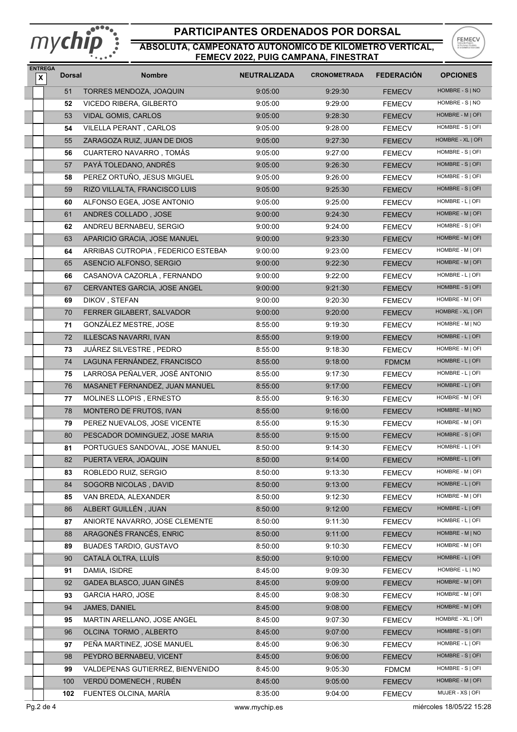# PARTICIPANTES ORDENADOS POR DORSAL

## ABSOLUTA, CAMPEONATO AUTONOMICO DE KILOMETRO VERTICAL, FEMECV 2022, PUIG CAMPANA, FINESTRAT

| ENTREGA X | Dorsal | Nombre | NEUTRALIZADA | CRONOMETRADA | FEDERACIÓN | OPCIONES |
|---|---|---|---|---|---|---|
| | 51 | TORRES MENDOZA, JOAQUIN | 9:05:00 | 9:29:30 | FEMECV | HOMBRE - S \| NO |
| | 52 | VICEDO RIBERA, GILBERTO | 9:05:00 | 9:29:00 | FEMECV | HOMBRE - S \| NO |
| | 53 | VIDAL GOMIS, CARLOS | 9:05:00 | 9:28:30 | FEMECV | HOMBRE - M \| OFI |
| | 54 | VILELLA PERANT , CARLOS | 9:05:00 | 9:28:00 | FEMECV | HOMBRE - S \| OFI |
| | 55 | ZARAGOZA RUIZ, JUAN DE DIOS | 9:05:00 | 9:27:30 | FEMECV | HOMBRE - XL \| OFI |
| | 56 | CUARTERO NAVARRO , TOMÁS | 9:05:00 | 9:27:00 | FEMECV | HOMBRE - S \| OFI |
| | 57 | PAYÁ TOLEDANO, ANDRÉS | 9:05:00 | 9:26:30 | FEMECV | HOMBRE - S \| OFI |
| | 58 | PEREZ ORTUÑO, JESUS MIGUEL | 9:05:00 | 9:26:00 | FEMECV | HOMBRE - S \| OFI |
| | 59 | RIZO VILLALTA, FRANCISCO LUIS | 9:05:00 | 9:25:30 | FEMECV | HOMBRE - S \| OFI |
| | 60 | ALFONSO EGEA, JOSE ANTONIO | 9:05:00 | 9:25:00 | FEMECV | HOMBRE - L \| OFI |
| | 61 | ANDRES COLLADO , JOSE | 9:00:00 | 9:24:30 | FEMECV | HOMBRE - M \| OFI |
| | 62 | ANDREU BERNABEU, SERGIO | 9:00:00 | 9:24:00 | FEMECV | HOMBRE - S \| OFI |
| | 63 | APARICIO GRACIA, JOSE MANUEL | 9:00:00 | 9:23:30 | FEMECV | HOMBRE - M \| OFI |
| | 64 | ARRIBAS CUTROPIA , FEDERICO ESTEBAN | 9:00:00 | 9:23:00 | FEMECV | HOMBRE - M \| OFI |
| | 65 | ASENCIO ALFONSO, SERGIO | 9:00:00 | 9:22:30 | FEMECV | HOMBRE - M \| OFI |
| | 66 | CASANOVA CAZORLA , FERNANDO | 9:00:00 | 9:22:00 | FEMECV | HOMBRE - L \| OFI |
| | 67 | CERVANTES GARCIA, JOSE ANGEL | 9:00:00 | 9:21:30 | FEMECV | HOMBRE - S \| OFI |
| | 69 | DIKOV , STEFAN | 9:00:00 | 9:20:30 | FEMECV | HOMBRE - M \| OFI |
| | 70 | FERRER GILABERT, SALVADOR | 9:00:00 | 9:20:00 | FEMECV | HOMBRE - XL \| OFI |
| | 71 | GONZÁLEZ MESTRE, JOSE | 8:55:00 | 9:19:30 | FEMECV | HOMBRE - M \| NO |
| | 72 | ILLESCAS NAVARRI, IVAN | 8:55:00 | 9:19:00 | FEMECV | HOMBRE - L \| OFI |
| | 73 | JUÁREZ SILVESTRE , PEDRO | 8:55:00 | 9:18:30 | FEMECV | HOMBRE - M \| OFI |
| | 74 | LAGUNA FERNÁNDEZ, FRANCISCO | 8:55:00 | 9:18:00 | FDMCM | HOMBRE - L \| OFI |
| | 75 | LARROSA PEÑALVER, JOSÉ ANTONIO | 8:55:00 | 9:17:30 | FEMECV | HOMBRE - L \| OFI |
| | 76 | MASANET FERNANDEZ, JUAN MANUEL | 8:55:00 | 9:17:00 | FEMECV | HOMBRE - L \| OFI |
| | 77 | MOLINES LLOPIS , ERNESTO | 8:55:00 | 9:16:30 | FEMECV | HOMBRE - M \| OFI |
| | 78 | MONTERO DE FRUTOS, IVAN | 8:55:00 | 9:16:00 | FEMECV | HOMBRE - M \| NO |
| | 79 | PEREZ NUEVALOS, JOSE VICENTE | 8:55:00 | 9:15:30 | FEMECV | HOMBRE - M \| OFI |
| | 80 | PESCADOR DOMINGUEZ, JOSE MARIA | 8:55:00 | 9:15:00 | FEMECV | HOMBRE - S \| OFI |
| | 81 | PORTUGUES SANDOVAL, JOSE MANUEL | 8:50:00 | 9:14:30 | FEMECV | HOMBRE - L \| OFI |
| | 82 | PUERTA VERA, JOAQUIN | 8:50:00 | 9:14:00 | FEMECV | HOMBRE - L \| OFI |
| | 83 | ROBLEDO RUIZ, SERGIO | 8:50:00 | 9:13:30 | FEMECV | HOMBRE - M \| OFI |
| | 84 | SOGORB NICOLAS , DAVID | 8:50:00 | 9:13:00 | FEMECV | HOMBRE - L \| OFI |
| | 85 | VAN BREDA, ALEXANDER | 8:50:00 | 9:12:30 | FEMECV | HOMBRE - M \| OFI |
| | 86 | ALBERT GUILLÉN , JUAN | 8:50:00 | 9:12:00 | FEMECV | HOMBRE - L \| OFI |
| | 87 | ANIORTE NAVARRO, JOSE CLEMENTE | 8:50:00 | 9:11:30 | FEMECV | HOMBRE - L \| OFI |
| | 88 | ARAGONÉS FRANCÉS, ENRIC | 8:50:00 | 9:11:00 | FEMECV | HOMBRE - M \| NO |
| | 89 | BUADES TARDIO, GUSTAVO | 8:50:00 | 9:10:30 | FEMECV | HOMBRE - M \| OFI |
| | 90 | CATALÀ OLTRA, LLUÍS | 8:50:00 | 9:10:00 | FEMECV | HOMBRE - L \| OFI |
| | 91 | DAMIA, ISIDRE | 8:45:00 | 9:09:30 | FEMECV | HOMBRE - L \| NO |
| | 92 | GADEA BLASCO, JUAN GINÉS | 8:45:00 | 9:09:00 | FEMECV | HOMBRE - M \| OFI |
| | 93 | GARCIA HARO, JOSE | 8:45:00 | 9:08:30 | FEMECV | HOMBRE - M \| OFI |
| | 94 | JAMES, DANIEL | 8:45:00 | 9:08:00 | FEMECV | HOMBRE - M \| OFI |
| | 95 | MARTIN ARELLANO, JOSE ANGEL | 8:45:00 | 9:07:30 | FEMECV | HOMBRE - XL \| OFI |
| | 96 | OLCINA TORMO , ALBERTO | 8:45:00 | 9:07:00 | FEMECV | HOMBRE - S \| OFI |
| | 97 | PEÑA MARTINEZ, JOSE MANUEL | 8:45:00 | 9:06:30 | FEMECV | HOMBRE - L \| OFI |
| | 98 | PEYDRO BERNABEU, VICENT | 8:45:00 | 9:06:00 | FEMECV | HOMBRE - S \| OFI |
| | 99 | VALDEPENAS GUTIERREZ, BIENVENIDO | 8:45:00 | 9:05:30 | FDMCM | HOMBRE - S \| OFI |
| | 100 | VERDÚ DOMENECH , RUBÉN | 8:45:00 | 9:05:00 | FEMECV | HOMBRE - M \| OFI |
| | 102 | FUENTES OLCINA, MARÍA | 8:35:00 | 9:04:00 | FEMECV | MUJER - XS \| OFI |

www.mychip.es

miércoles 18/05/22 15:28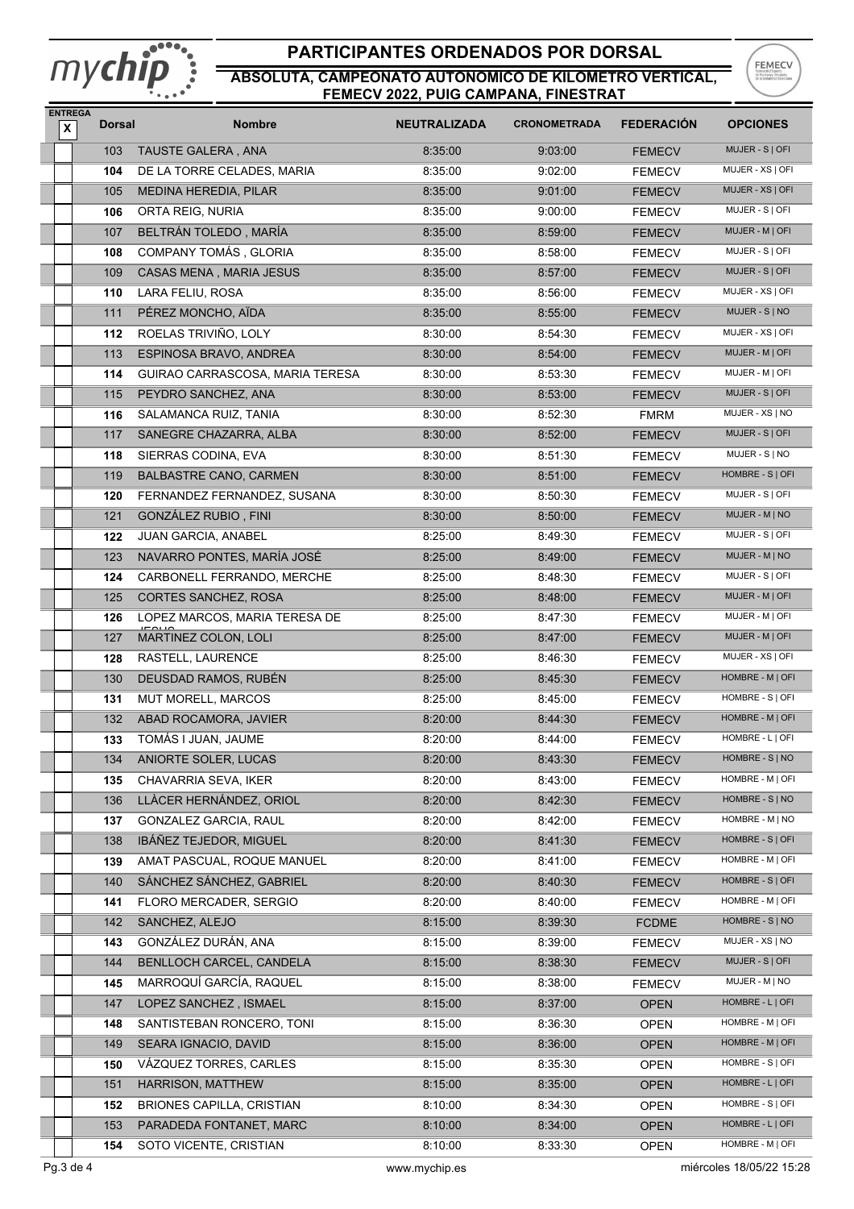# PARTICIPANTES ORDENADOS POR DORSAL

## ABSOLUTA, CAMPEONATO AUTONOMICO DE KILOMETRO VERTICAL, FEMECV 2022, PUIG CAMPANA, FINESTRAT

| ENTREGA X | Dorsal | Nombre | NEUTRALIZADA | CRONOMETRADA | FEDERACIÓN | OPCIONES |
|---|---|---|---|---|---|---|
| | 103 | TAUSTE GALERA , ANA | 8:35:00 | 9:03:00 | FEMECV | MUJER - S \| OFI |
| | 104 | DE LA TORRE CELADES, MARIA | 8:35:00 | 9:02:00 | FEMECV | MUJER - XS \| OFI |
| | 105 | MEDINA HEREDIA, PILAR | 8:35:00 | 9:01:00 | FEMECV | MUJER - XS \| OFI |
| | 106 | ORTA REIG, NURIA | 8:35:00 | 9:00:00 | FEMECV | MUJER - S \| OFI |
| | 107 | BELTRÁN TOLEDO , MARÍA | 8:35:00 | 8:59:00 | FEMECV | MUJER - M \| OFI |
| | 108 | COMPANY TOMÁS , GLORIA | 8:35:00 | 8:58:00 | FEMECV | MUJER - S \| OFI |
| | 109 | CASAS MENA , MARIA JESUS | 8:35:00 | 8:57:00 | FEMECV | MUJER - S \| OFI |
| | 110 | LARA FELIU, ROSA | 8:35:00 | 8:56:00 | FEMECV | MUJER - XS \| OFI |
| | 111 | PÉREZ MONCHO, AÍDA | 8:35:00 | 8:55:00 | FEMECV | MUJER - S \| NO |
| | 112 | ROELAS TRIVIÑO, LOLY | 8:30:00 | 8:54:30 | FEMECV | MUJER - XS \| OFI |
| | 113 | ESPINOSA BRAVO, ANDREA | 8:30:00 | 8:54:00 | FEMECV | MUJER - M \| OFI |
| | 114 | GUIRAO CARRASCOSA, MARIA TERESA | 8:30:00 | 8:53:30 | FEMECV | MUJER - M \| OFI |
| | 115 | PEYDRO SANCHEZ, ANA | 8:30:00 | 8:53:00 | FEMECV | MUJER - S \| OFI |
| | 116 | SALAMANCA RUIZ, TANIA | 8:30:00 | 8:52:30 | FMRM | MUJER - XS \| NO |
| | 117 | SANEGRE CHAZARRA, ALBA | 8:30:00 | 8:52:00 | FEMECV | MUJER - S \| OFI |
| | 118 | SIERRAS CODINA, EVA | 8:30:00 | 8:51:30 | FEMECV | MUJER - S \| NO |
| | 119 | BALBASTRE CANO, CARMEN | 8:30:00 | 8:51:00 | FEMECV | HOMBRE - S \| OFI |
| | 120 | FERNANDEZ FERNANDEZ, SUSANA | 8:30:00 | 8:50:30 | FEMECV | MUJER - S \| OFI |
| | 121 | GONZÁLEZ RUBIO , FINI | 8:30:00 | 8:50:00 | FEMECV | MUJER - M \| NO |
| | 122 | JUAN GARCIA, ANABEL | 8:25:00 | 8:49:30 | FEMECV | MUJER - S \| OFI |
| | 123 | NAVARRO PONTES, MARÍA JOSÉ | 8:25:00 | 8:49:00 | FEMECV | MUJER - M \| NO |
| | 124 | CARBONELL FERRANDO, MERCHE | 8:25:00 | 8:48:30 | FEMECV | MUJER - S \| OFI |
| | 125 | CORTES SANCHEZ, ROSA | 8:25:00 | 8:48:00 | FEMECV | MUJER - M \| OFI |
| | 126 | LOPEZ MARCOS, MARIA TERESA DE JESUS | 8:25:00 | 8:47:30 | FEMECV | MUJER - M \| OFI |
| | 127 | MARTINEZ COLON, LOLI | 8:25:00 | 8:47:00 | FEMECV | MUJER - M \| OFI |
| | 128 | RASTELL, LAURENCE | 8:25:00 | 8:46:30 | FEMECV | MUJER - XS \| OFI |
| | 130 | DEUSDAD RAMOS, RUBÉN | 8:25:00 | 8:45:30 | FEMECV | HOMBRE - M \| OFI |
| | 131 | MUT MORELL, MARCOS | 8:25:00 | 8:45:00 | FEMECV | HOMBRE - S \| OFI |
| | 132 | ABAD ROCAMORA, JAVIER | 8:20:00 | 8:44:30 | FEMECV | HOMBRE - M \| OFI |
| | 133 | TOMÁS I JUAN, JAUME | 8:20:00 | 8:44:00 | FEMECV | HOMBRE - L \| OFI |
| | 134 | ANIORTE SOLER, LUCAS | 8:20:00 | 8:43:30 | FEMECV | HOMBRE - S \| NO |
| | 135 | CHAVARRIA SEVA, IKER | 8:20:00 | 8:43:00 | FEMECV | HOMBRE - M \| OFI |
| | 136 | LLÀCER HERNÁNDEZ, ORIOL | 8:20:00 | 8:42:30 | FEMECV | HOMBRE - S \| NO |
| | 137 | GONZALEZ GARCIA, RAUL | 8:20:00 | 8:42:00 | FEMECV | HOMBRE - M \| NO |
| | 138 | IBÁÑEZ TEJEDOR, MIGUEL | 8:20:00 | 8:41:30 | FEMECV | HOMBRE - S \| OFI |
| | 139 | AMAT PASCUAL, ROQUE MANUEL | 8:20:00 | 8:41:00 | FEMECV | HOMBRE - M \| OFI |
| | 140 | SÁNCHEZ SÁNCHEZ, GABRIEL | 8:20:00 | 8:40:30 | FEMECV | HOMBRE - S \| OFI |
| | 141 | FLORO MERCADER, SERGIO | 8:20:00 | 8:40:00 | FEMECV | HOMBRE - M \| OFI |
| | 142 | SANCHEZ, ALEJO | 8:15:00 | 8:39:30 | FCDME | HOMBRE - S \| NO |
| | 143 | GONZÁLEZ DURÁN, ANA | 8:15:00 | 8:39:00 | FEMECV | MUJER - XS \| NO |
| | 144 | BENLLOCH CARCEL, CANDELA | 8:15:00 | 8:38:30 | FEMECV | MUJER - S \| OFI |
| | 145 | MARROQUÍ GARCÍA, RAQUEL | 8:15:00 | 8:38:00 | FEMECV | MUJER - M \| NO |
| | 147 | LOPEZ SANCHEZ , ISMAEL | 8:15:00 | 8:37:00 | OPEN | HOMBRE - L \| OFI |
| | 148 | SANTISTEBAN RONCERO, TONI | 8:15:00 | 8:36:30 | OPEN | HOMBRE - M \| OFI |
| | 149 | SEARA IGNACIO, DAVID | 8:15:00 | 8:36:00 | OPEN | HOMBRE - M \| OFI |
| | 150 | VÁZQUEZ TORRES, CARLES | 8:15:00 | 8:35:30 | OPEN | HOMBRE - S \| OFI |
| | 151 | HARRISON, MATTHEW | 8:15:00 | 8:35:00 | OPEN | HOMBRE - L \| OFI |
| | 152 | BRIONES CAPILLA, CRISTIAN | 8:10:00 | 8:34:30 | OPEN | HOMBRE - S \| OFI |
| | 153 | PARADEDA FONTANET, MARC | 8:10:00 | 8:34:00 | OPEN | HOMBRE - L \| OFI |
| | 154 | SOTO VICENTE, CRISTIAN | 8:10:00 | 8:33:30 | OPEN | HOMBRE - M \| OFI |

www.mychip.es — miércoles 18/05/22 15:28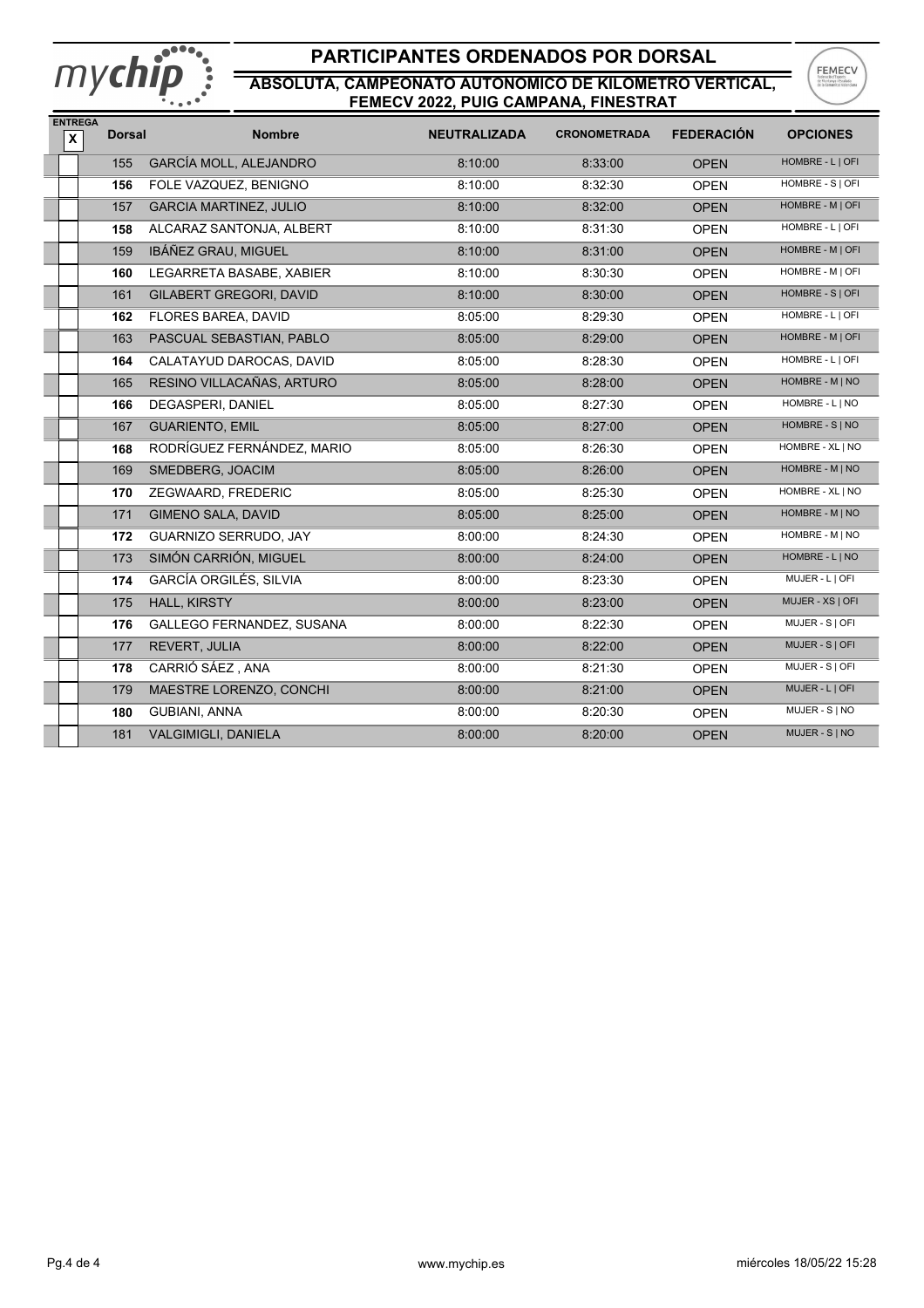# PARTICIPANTES ORDENADOS POR DORSAL

## ABSOLUTA, CAMPEONATO AUTONÓMICO DE KILÓMETRO VERTICAL, FEMECV 2022, PUIG CAMPANA, FINESTRAT

| ENTREGA X | Dorsal | Nombre | NEUTRALIZADA | CRONOMETRADA | FEDERACIÓN | OPCIONES |
|---|---|---|---|---|---|---|
| | 155 | GARCÍA MOLL, ALEJANDRO | 8:10:00 | 8:33:00 | OPEN | HOMBRE - L \| OFI |
| | 156 | FOLE VAZQUEZ, BENIGNO | 8:10:00 | 8:32:30 | OPEN | HOMBRE - S \| OFI |
| | 157 | GARCIA MARTINEZ, JULIO | 8:10:00 | 8:32:00 | OPEN | HOMBRE - M \| OFI |
| | 158 | ALCARAZ SANTONJA, ALBERT | 8:10:00 | 8:31:30 | OPEN | HOMBRE - L \| OFI |
| | 159 | IBÁÑEZ GRAU, MIGUEL | 8:10:00 | 8:31:00 | OPEN | HOMBRE - M \| OFI |
| | 160 | LEGARRETA BASABE, XABIER | 8:10:00 | 8:30:30 | OPEN | HOMBRE - M \| OFI |
| | 161 | GILABERT GREGORI, DAVID | 8:10:00 | 8:30:00 | OPEN | HOMBRE - S \| OFI |
| | 162 | FLORES BAREA, DAVID | 8:05:00 | 8:29:30 | OPEN | HOMBRE - L \| OFI |
| | 163 | PASCUAL SEBASTIAN, PABLO | 8:05:00 | 8:29:00 | OPEN | HOMBRE - M \| OFI |
| | 164 | CALATAYUD DAROCAS, DAVID | 8:05:00 | 8:28:30 | OPEN | HOMBRE - L \| OFI |
| | 165 | RESINO VILLACAÑAS, ARTURO | 8:05:00 | 8:28:00 | OPEN | HOMBRE - M \| NO |
| | 166 | DEGASPERI, DANIEL | 8:05:00 | 8:27:30 | OPEN | HOMBRE - L \| NO |
| | 167 | GUARIENTO, EMIL | 8:05:00 | 8:27:00 | OPEN | HOMBRE - S \| NO |
| | 168 | RODRÍGUEZ FERNÁNDEZ, MARIO | 8:05:00 | 8:26:30 | OPEN | HOMBRE - XL \| NO |
| | 169 | SMEDBERG, JOACIM | 8:05:00 | 8:26:00 | OPEN | HOMBRE - M \| NO |
| | 170 | ZEGWAARD, FREDERIC | 8:05:00 | 8:25:30 | OPEN | HOMBRE - XL \| NO |
| | 171 | GIMENO SALA, DAVID | 8:05:00 | 8:25:00 | OPEN | HOMBRE - M \| NO |
| | 172 | GUARNIZO SERRUDO, JAY | 8:00:00 | 8:24:30 | OPEN | HOMBRE - M \| NO |
| | 173 | SIMÓN CARRIÓN, MIGUEL | 8:00:00 | 8:24:00 | OPEN | HOMBRE - L \| NO |
| | 174 | GARCÍA ORGILÉS, SILVIA | 8:00:00 | 8:23:30 | OPEN | MUJER - L \| OFI |
| | 175 | HALL, KIRSTY | 8:00:00 | 8:23:00 | OPEN | MUJER - XS \| OFI |
| | 176 | GALLEGO FERNANDEZ, SUSANA | 8:00:00 | 8:22:30 | OPEN | MUJER - S \| OFI |
| | 177 | REVERT, JULIA | 8:00:00 | 8:22:00 | OPEN | MUJER - S \| OFI |
| | 178 | CARRIÓ SÁEZ , ANA | 8:00:00 | 8:21:30 | OPEN | MUJER - S \| OFI |
| | 179 | MAESTRE LORENZO, CONCHI | 8:00:00 | 8:21:00 | OPEN | MUJER - L \| OFI |
| | 180 | GUBIANI, ANNA | 8:00:00 | 8:20:30 | OPEN | MUJER - S \| NO |
| | 181 | VALGIMIGLI, DANIELA | 8:00:00 | 8:20:00 | OPEN | MUJER - S \| NO |

www.mychip.es

miércoles 18/05/22 15:28